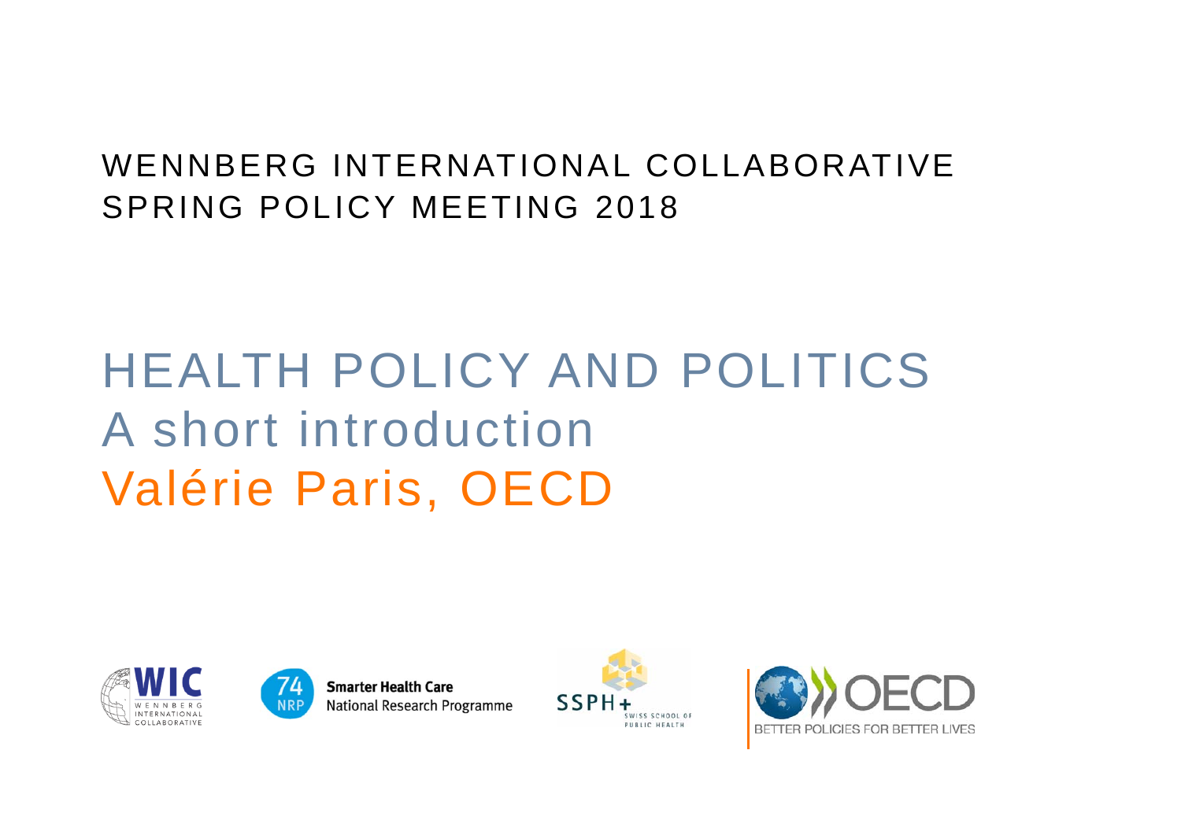WENNBERG INTERNATIONAL COLLABORATIVE
SPRING POLICY MEETING 2018

# HEALTH POLICY AND POLITICS
## A short introduction
## Valérie Paris, OECD

WIC WENNBERG INTERNATIONAL COLLABORATIVE

74 NRP Smarter Health Care National Research Programme

SSPH+ SWISS SCHOOL OF PUBLIC HEALTH

OECD BETTER POLICIES FOR BETTER LIVES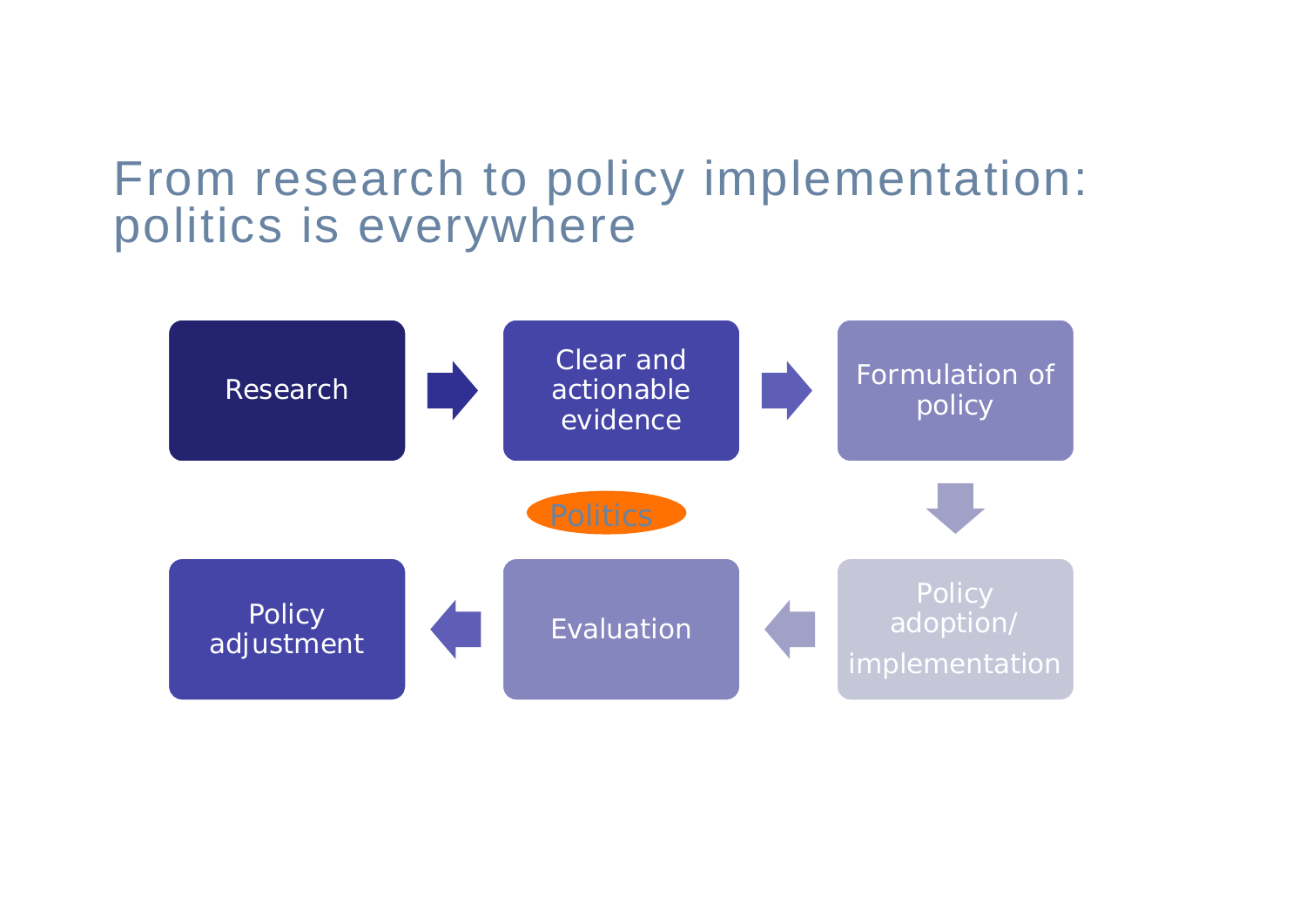# From research to policy implementation: politics is everywhere

Research → Clear and actionable evidence → Formulation of policy → Policy adoption/ implementation → Evaluation → Policy adjustment

Politics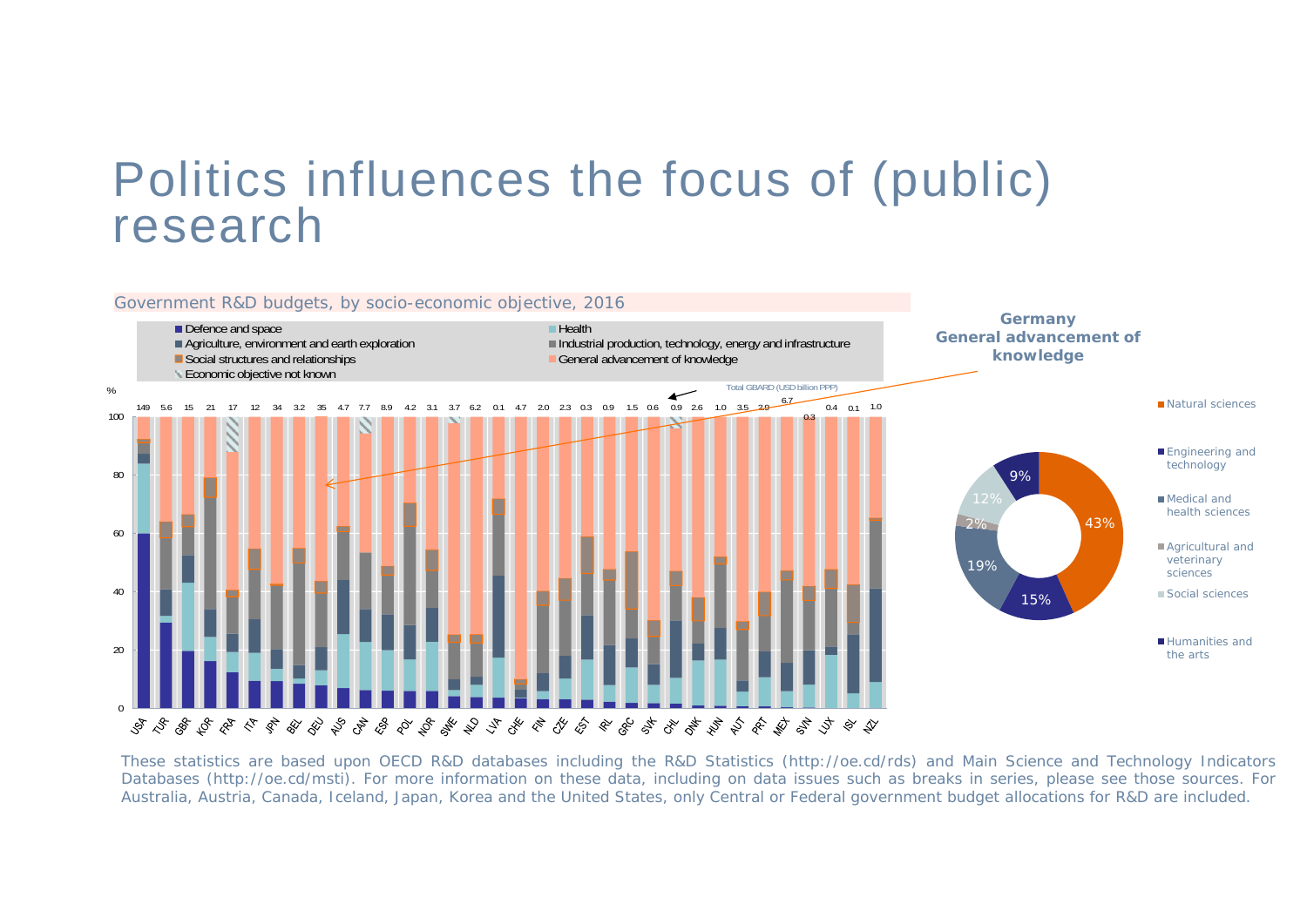# Politics influences the focus of (public) research

Government R&D budgets, by socio-economic objective, 2016

- Defence and space
- Health
- Agriculture, environment and earth exploration
- Industrial production, technology, energy and infrastructure
- Social structures and relationships
- General advancement of knowledge
- Economic objective not known

Total GBARD (USD billion PPP)

| USA | TUR | GBR | KOR | FRA | ITA | JPN | BEL | DEU | AUS | CAN | ESP | POL | NOR | SWE | NLD | LVA | CHE | FIN | CZE | EST | IRL | GRC | SVK | CHL | DNK | HUN | AUT | PRT | MEX | SVN | LUX | ISL | NZL |
|---|---|---|---|---|---|---|---|---|---|---|---|---|---|---|---|---|---|---|---|---|---|---|---|---|---|---|---|---|---|---|---|---|---|
| 149 | 5.6 | 15 | 21 | 17 | 12 | 34 | 3.2 | 35 | 4.7 | 7.7 | 8.9 | 4.2 | 3.1 | 3.7 | 6.2 | 0.1 | 4.7 | 2.0 | 2.3 | 0.3 | 0.9 | 1.5 | 0.6 | 0.9 | 2.6 | 1.0 | 3.5 | 2.0 | 6.7 | 0.3 | 0.4 | 0.1 | 1.0 |

**Germany General advancement of knowledge**

- Natural sciences: 43%
- Engineering and technology: 15%
- Medical and health sciences: 19%
- Agricultural and veterinary sciences: 2%
- Social sciences: 12%
- Humanities and the arts: 9%

These statistics are based upon OECD R&D databases including the R&D Statistics (http://oe.cd/rds) and Main Science and Technology Indicators Databases (http://oe.cd/msti). For more information on these data, including on data issues such as breaks in series, please see those sources. For Australia, Austria, Canada, Iceland, Japan, Korea and the United States, only Central or Federal government budget allocations for R&D are included.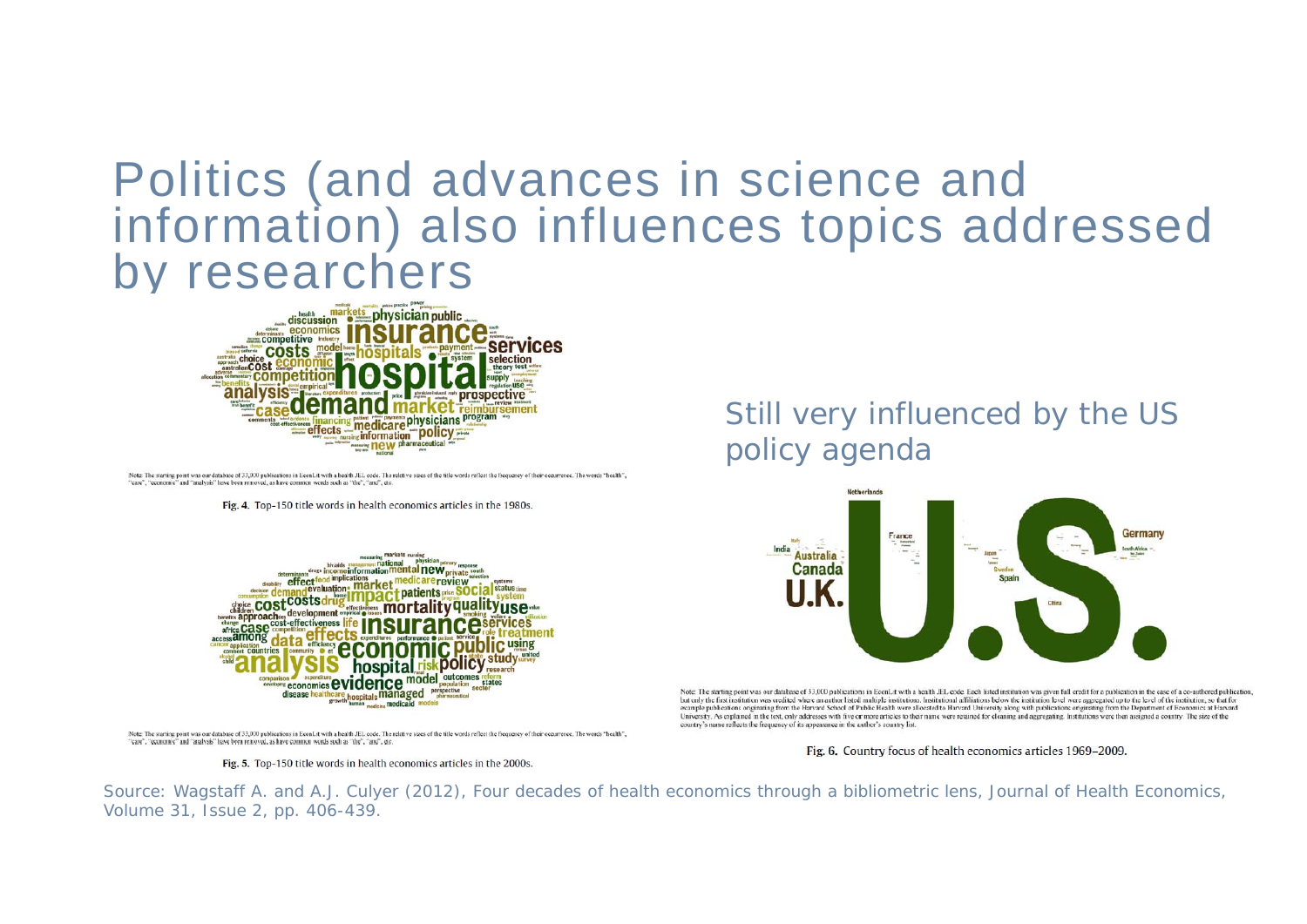# Politics (and advances in science and information) also influences topics addressed by researchers

Note: The starting point was our database of 33,000 publications in EconLit with a health JEL code. The relative sizes of the title words reflect the frequency of their occurrence. The words "health", "care", "economic" and "analysis" have been removed, as have common words such as "the", "and", etc.

**Fig. 4.** Top-150 title words in health economics articles in the 1980s.

Note: The starting point was our database of 33,000 publications in EconLit with a health JEL code. The relative sizes of the title words reflect the frequency of their occurrence. The words "health", "care", "economic" and "analysis" have been removed, as have common words such as "the", "and", etc.

**Fig. 5.** Top-150 title words in health economics articles in the 2000s.

Still very influenced by the US policy agenda

Note: The starting point was our database of 33,000 publications in EconLit with a health JEL code. Each listed institution was given full credit for a publication in the case of a co-authored publication, but only the first institution was credited where an author listed multiple institutions. Institutional affiliations below the institution level were aggregated up to the level of the institution, so that for example publications originating from the Harvard School of Public Health were allocated to Harvard University along with publications originating from the Department of Economics at Harvard University. As explained in the text, only addresses with five or more articles to their name were retained for cleaning and aggregating. Institutions were then assigned a country. The size of the country's name reflects the frequency of its appearance in the author's country list.

**Fig. 6.** Country focus of health economics articles 1969–2009.

Source: Wagstaff A. and A.J. Culyer (2012), Four decades of health economics through a bibliometric lens, Journal of Health Economics, Volume 31, Issue 2, pp. 406-439.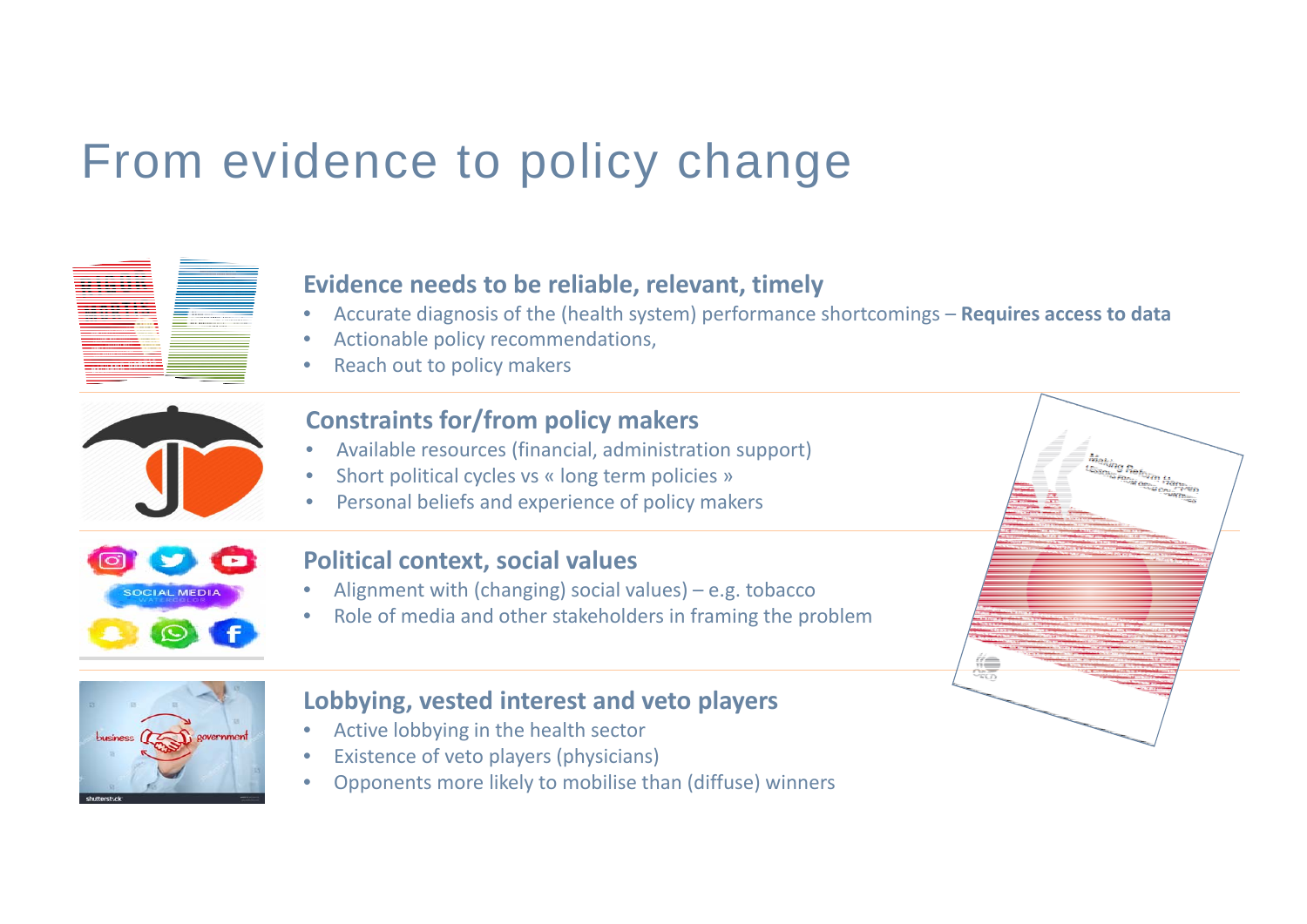# From evidence to policy change

### Evidence needs to be reliable, relevant, timely

- Accurate diagnosis of the (health system) performance shortcomings – **Requires access to data**
- Actionable policy recommendations,
- Reach out to policy makers

### Constraints for/from policy makers

- Available resources (financial, administration support)
- Short political cycles vs « long term policies »
- Personal beliefs and experience of policy makers

### Political context, social values

- Alignment with (changing) social values) – e.g. tobacco
- Role of media and other stakeholders in framing the problem

### Lobbying, vested interest and veto players

- Active lobbying in the health sector
- Existence of veto players (physicians)
- Opponents more likely to mobilise than (diffuse) winners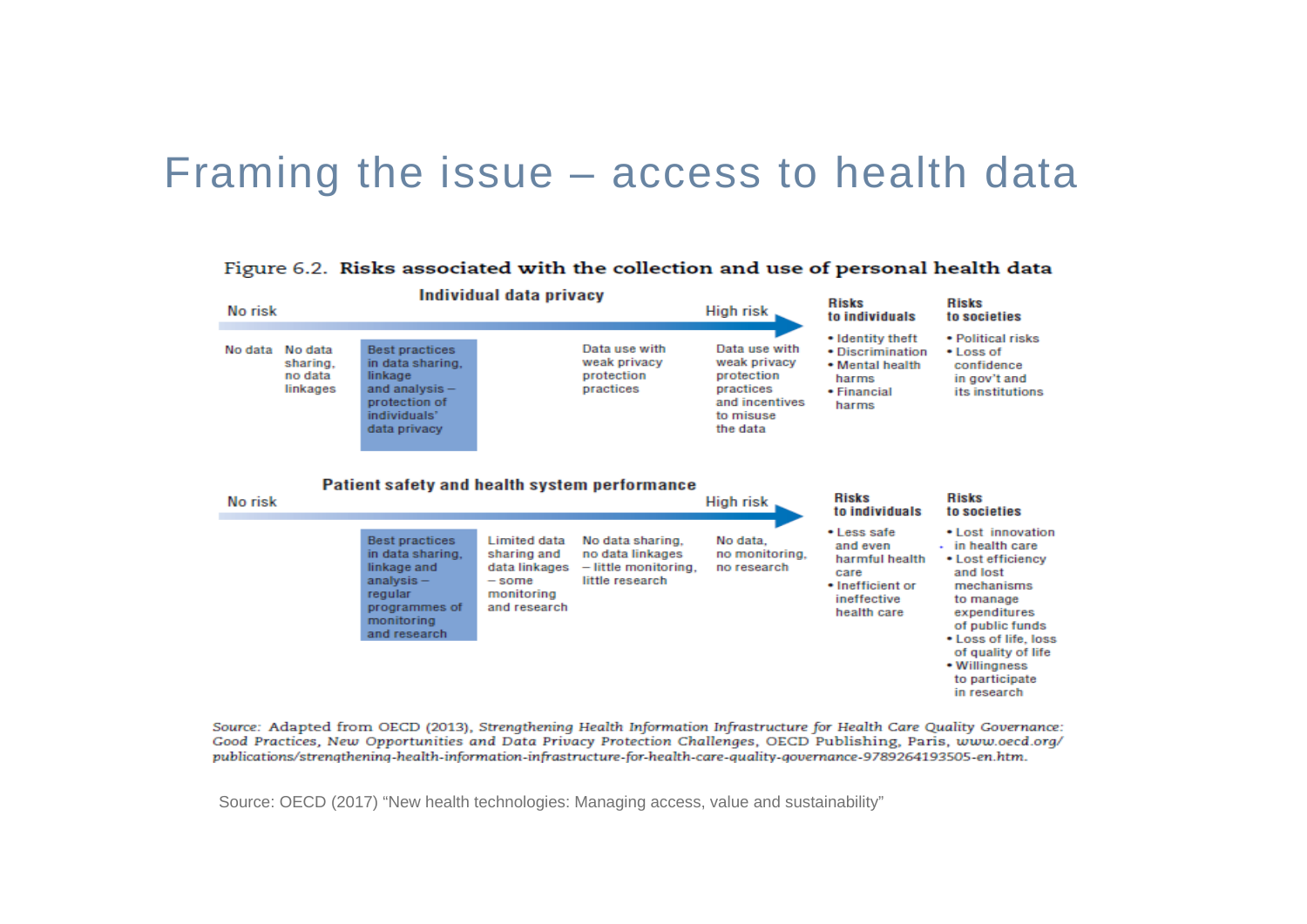# Framing the issue – access to health data

**Figure 6.2. Risks associated with the collection and use of personal health data**

### Individual data privacy

No risk → High risk

| No data | No data sharing, no data linkages | Best practices in data sharing, linkage and analysis – protection of individuals' data privacy | Data use with weak privacy protection practices | Data use with weak privacy protection practices and incentives to misuse the data |
|---|---|---|---|---|

**Risks to individuals**
- Identity theft
- Discrimination
- Mental health harms
- Financial harms

**Risks to societies**
- Political risks
- Loss of confidence in gov't and its institutions

### Patient safety and health system performance

No risk → High risk

| Best practices in data sharing, linkage and analysis – regular programmes of monitoring and research | Limited data sharing and data linkages – some monitoring and research | No data sharing, no data linkages – little monitoring, little research | No data, no monitoring, no research |
|---|---|---|---|

**Risks to individuals**
- Less safe and even harmful health care
- Inefficient or ineffective health care

**Risks to societies**
- Lost innovation in health care
- Lost efficiency and lost mechanisms to manage expenditures of public funds
- Loss of life, loss of quality of life
- Willingness to participate in research

*Source:* Adapted from OECD (2013), *Strengthening Health Information Infrastructure for Health Care Quality Governance: Good Practices, New Opportunities and Data Privacy Protection Challenges*, OECD Publishing, Paris, *www.oecd.org/publications/strengthening-health-information-infrastructure-for-health-care-quality-governance-9789264193505-en.htm*.

Source: OECD (2017) "New health technologies: Managing access, value and sustainability"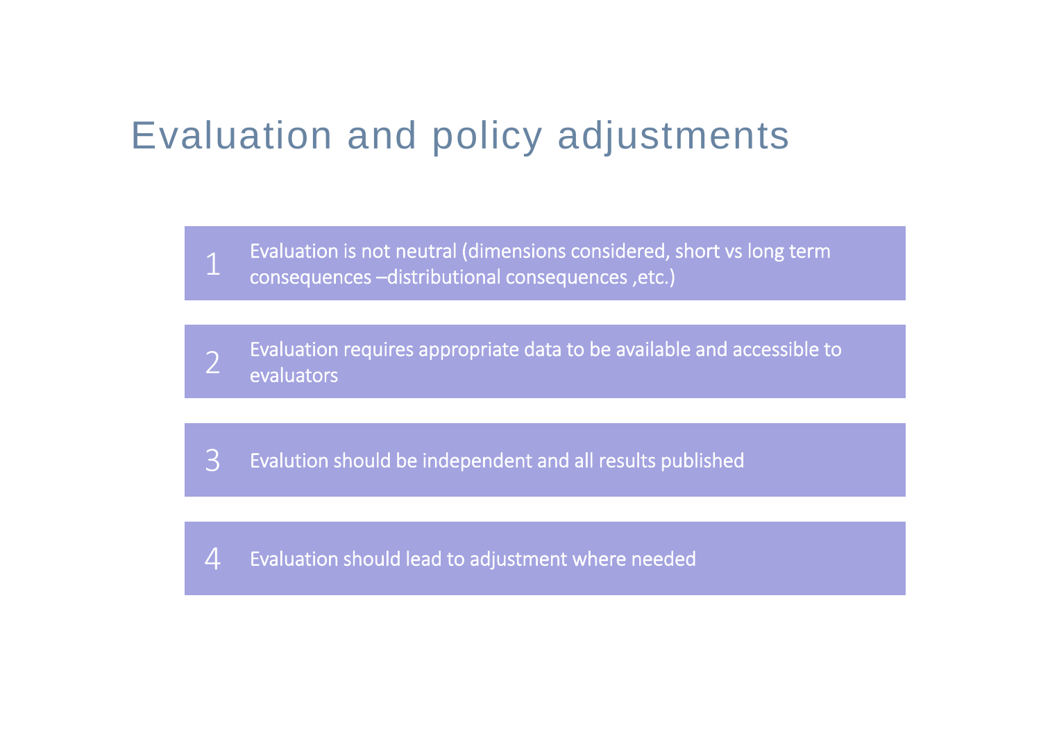# Evaluation and policy adjustments

1. Evaluation is not neutral (dimensions considered, short vs long term consequences –distributional consequences ,etc.)
2. Evaluation requires appropriate data to be available and accessible to evaluators
3. Evalution should be independent and all results published
4. Evaluation should lead to adjustment where needed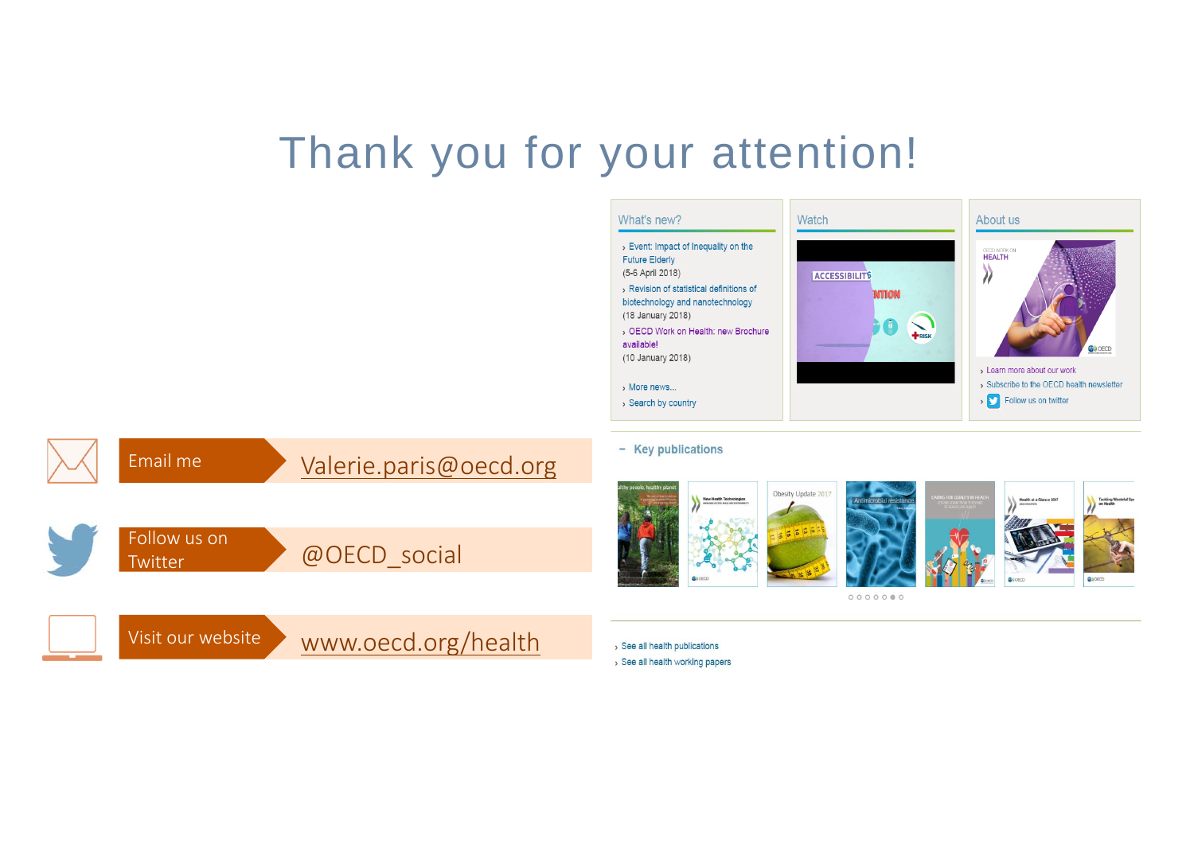# Thank you for your attention!

Email me Valerie.paris@oecd.org

Follow us on Twitter @OECD_social

Visit our website www.oecd.org/health

What's new?

- Event: Impact of Inequality on the Future Elderly (5-6 April 2018)
- Revision of statistical definitions of biotechnology and nanotechnology (18 January 2018)
- OECD Work on Health: new Brochure available! (10 January 2018)
- More news...
- Search by country

Watch

About us

- Learn more about our work
- Subscribe to the OECD health newsletter
- Follow us on twitter

Key publications

- See all health publications
- See all health working papers